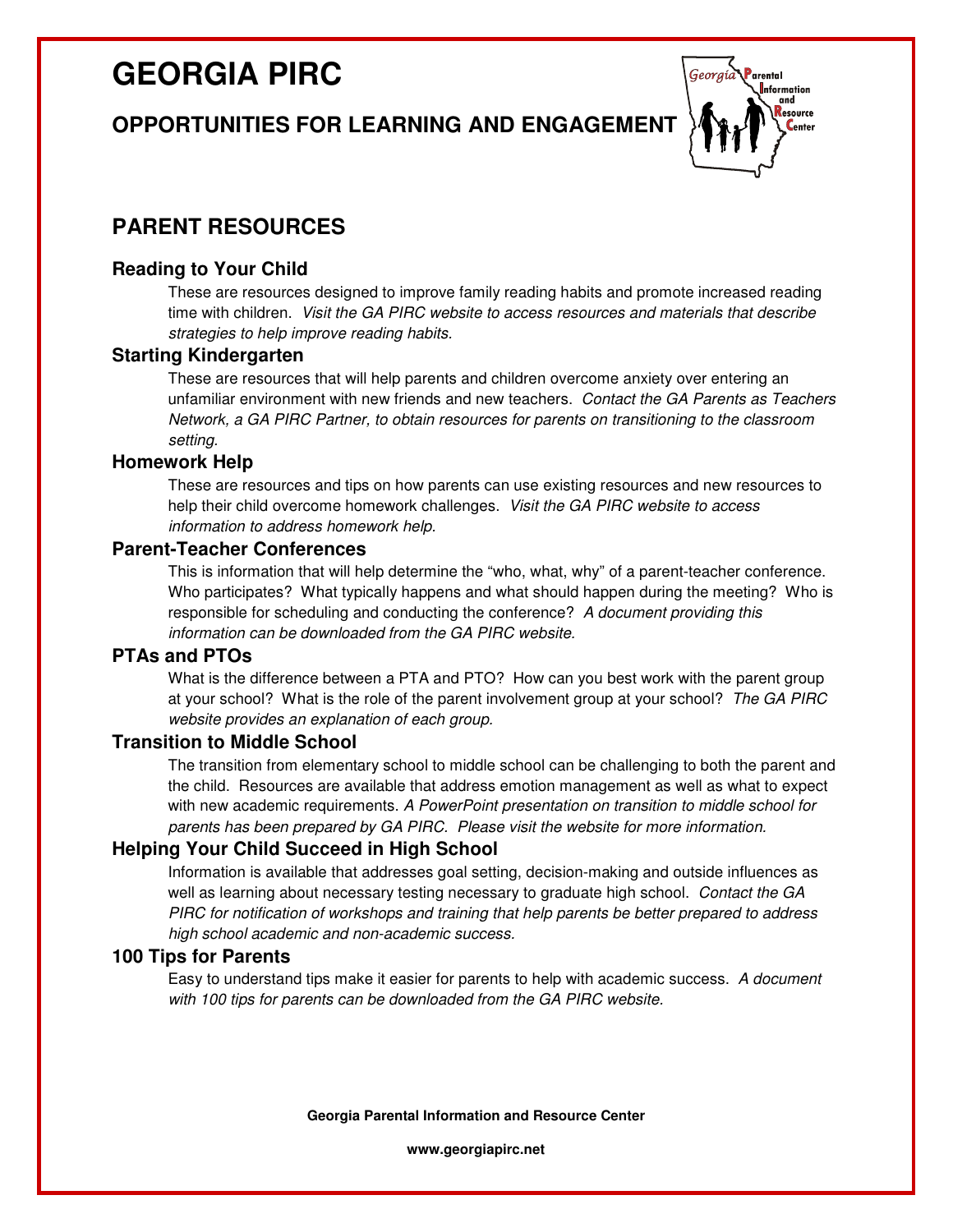# GEORGIA PIRC

## OPPORTUNITIES FOR LEARNING AND ENGAGEMENT

## PARENT RESOURCES

### Reading to Your Child

These are resources designed to improve family reading habits and promote increased reading time with children. *Visit the GA PIRC website to access resources and materials that describe strategies to help improve reading habits.*

### Starting Kindergarten

These are resources that will help parents and children overcome anxiety over entering an unfamiliar environment with new friends and new teachers. *Contact the GA Parents as Teachers Network, a GA PIRC Partner, to obtain resources for parents on transitioning to the classroom setting.*

### Homework Help

These are resources and tips on how parents can use existing resources and new resources to help their child overcome homework challenges. *Visit the GA PIRC website to access information to address homework help.*

### Parent-Teacher Conferences

This is information that will help determine the "who, what, why" of a parent-teacher conference. Who participates? What typically happens and what should happen during the meeting? Who is responsible for scheduling and conducting the conference? *A document providing this information can be downloaded from the GA PIRC website.*

### PTAs and PTOs

What is the difference between a PTA and PTO? How can you best work with the parent group at your school? What is the role of the parent involvement group at your school? *The GA PIRC website provides an explanation of each group.*

### Transition to Middle School

The transition from elementary school to middle school can be challenging to both the parent and the child. Resources are available that address emotion management as well as what to expect with new academic requirements. *A PowerPoint presentation on transition to middle school for parents has been prepared by GA PIRC. Please visit the website for more information.*

### Helping Your Child Succeed in High School

Information is available that addresses goal setting, decision-making and outside influences as well as learning about necessary testing necessary to graduate high school. *Contact the GA PIRC for notification of workshops and training that help parents be better prepared to address high school academic and non-academic success.*

### 100 Tips for Parents

Easy to understand tips make it easier for parents to help with academic success. *A document with 100 tips for parents can be downloaded from the GA PIRC website.*

**Georgia Parental Information and Resource Center**

**www.georgiapirc.net**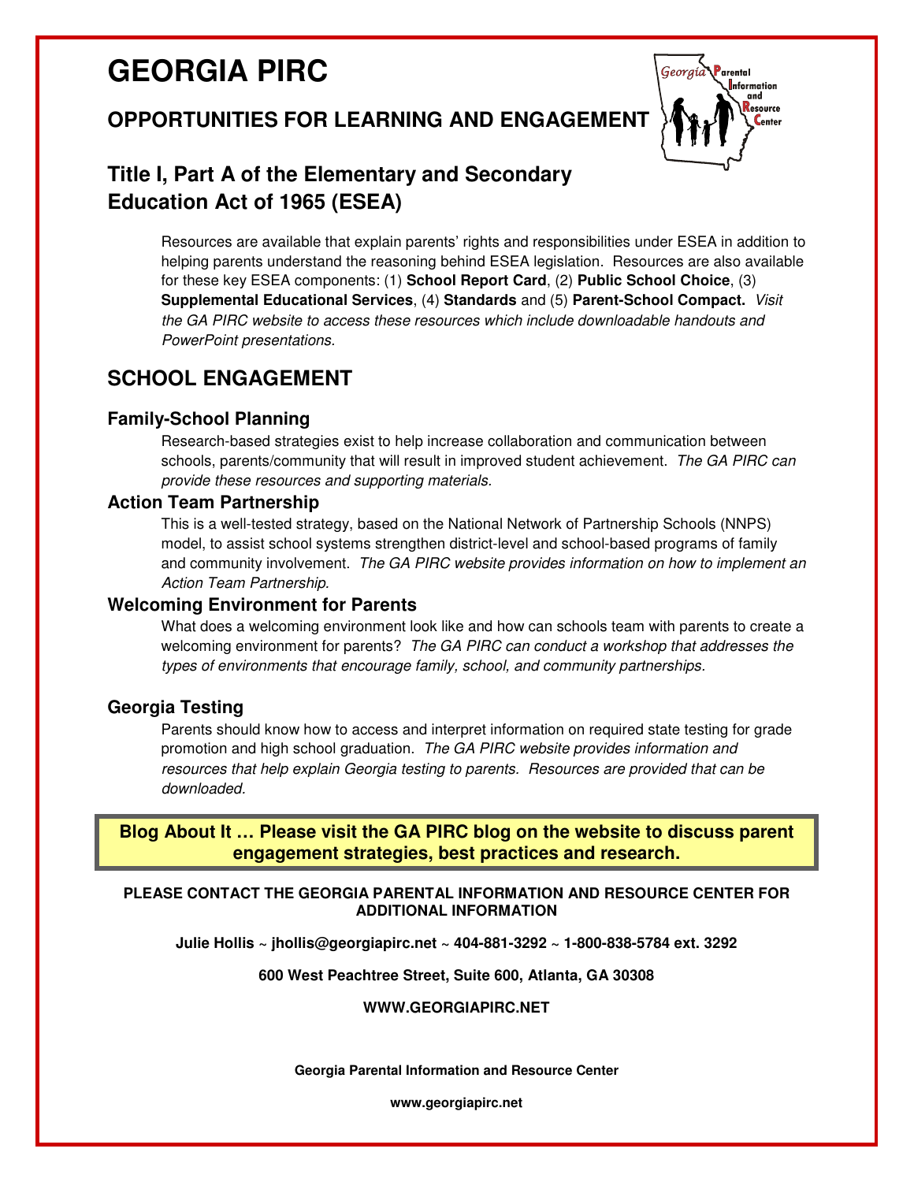# GEORGIA PIRC

## OPPORTUNITIES FOR LEARNING AND ENGAGEMENT

## Title I, Part A of the Elementary and Secondary Education Act of 1965 (ESEA)

Resources are available that explain parents' rights and responsibilities under ESEA in addition to helping parents understand the reasoning behind ESEA legislation. Resources are also available for these key ESEA components: (1) **School Report Card**, (2) **Public School Choice**, (3) **Supplemental Educational Services**, (4) **Standards** and (5) **Parent-School Compact.** *Visit the GA PIRC website to access these resources which include downloadable handouts and PowerPoint presentations.*

## SCHOOL ENGAGEMENT

### Family-School Planning

Research-based strategies exist to help increase collaboration and communication between schools, parents/community that will result in improved student achievement. *The GA PIRC can provide these resources and supporting materials.*

### Action Team Partnership

This is a well-tested strategy, based on the National Network of Partnership Schools (NNPS) model, to assist school systems strengthen district-level and school-based programs of family and community involvement. *The GA PIRC website provides information on how to implement an Action Team Partnership.*

### Welcoming Environment for Parents

What does a welcoming environment look like and how can schools team with parents to create a welcoming environment for parents? *The GA PIRC can conduct a workshop that addresses the types of environments that encourage family, school, and community partnerships.*

### Georgia Testing

Parents should know how to access and interpret information on required state testing for grade promotion and high school graduation. *The GA PIRC website provides information and resources that help explain Georgia testing to parents. Resources are provided that can be downloaded.*

**Blog About It … Please visit the GA PIRC blog on the website to discuss parent engagement strategies, best practices and research.**

**PLEASE CONTACT THE GEORGIA PARENTAL INFORMATION AND RESOURCE CENTER FOR ADDITIONAL INFORMATION**

**Julie Hollis ~ jhollis@georgiapirc.net ~ 404-881-3292 ~ 1-800-838-5784 ext. 3292**

**600 West Peachtree Street, Suite 600, Atlanta, GA 30308**

**WWW.GEORGIAPIRC.NET**

**Georgia Parental Information and Resource Center**

**www.georgiapirc.net**